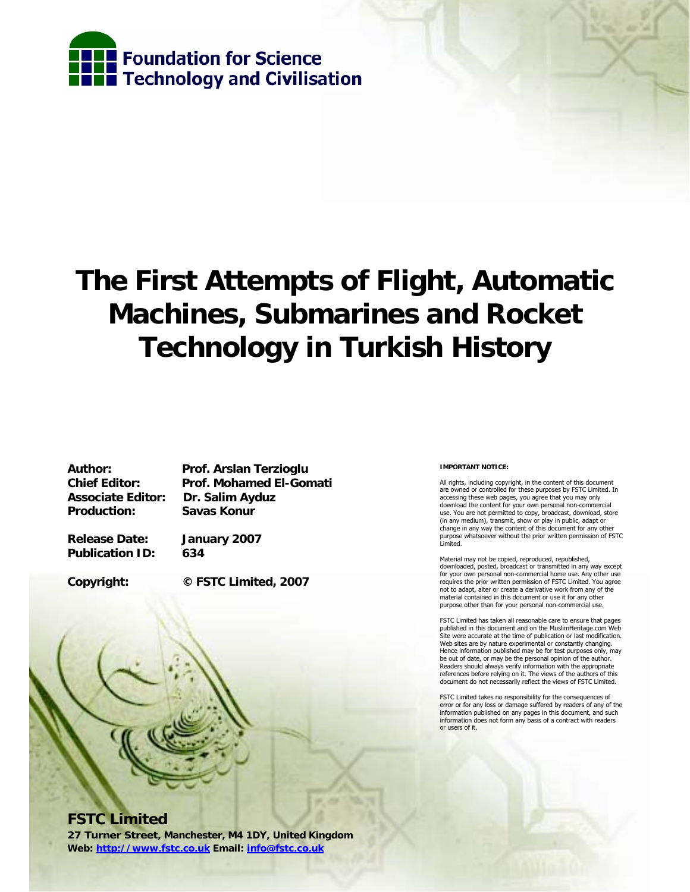Foundation for Science Technology and Civilisation

# The First Attempts of Flight, Automatic Machines, Submarines and Rocket Technology in Turkish History

**Author:** Prof. Arslan Terzioglu
**Chief Editor:** Prof. Mohamed El-Gomati
**Associate Editor:** Dr. Salim Ayduz
**Production:** Savas Konur

**Release Date:** January 2007
**Publication ID:** 634

**Copyright:** © FSTC Limited, 2007

**IMPORTANT NOTICE:**

All rights, including copyright, in the content of this document are owned or controlled for these purposes by FSTC Limited. In accessing these web pages, you agree that you may only download the content for your own personal non-commercial use. You are not permitted to copy, broadcast, download, store (in any medium), transmit, show or play in public, adapt or change in any way the content of this document for any other purpose whatsoever without the prior written permission of FSTC Limited.

Material may not be copied, reproduced, republished, downloaded, posted, broadcast or transmitted in any way except for your own personal non-commercial home use. Any other use requires the prior written permission of FSTC Limited. You agree not to adapt, alter or create a derivative work from any of the material contained in this document or use it for any other purpose other than for your personal non-commercial use.

FSTC Limited has taken all reasonable care to ensure that pages published in this document and on the MuslimHeritage.com Web Site were accurate at the time of publication or last modification. Web sites are by nature experimental or constantly changing. Hence information published may be for test purposes only, may be out of date, or may be the personal opinion of the author. Readers should always verify information with the appropriate references before relying on it. The views of the authors of this document do not necessarily reflect the views of FSTC Limited.

FSTC Limited takes no responsibility for the consequences of error or for any loss or damage suffered by readers of any of the information published on any pages in this document, and such information does not form any basis of a contract with readers or users of it.

**FSTC Limited**
**27 Turner Street, Manchester, M4 1DY, United Kingdom**
**Web: http://www.fstc.co.uk Email: info@fstc.co.uk**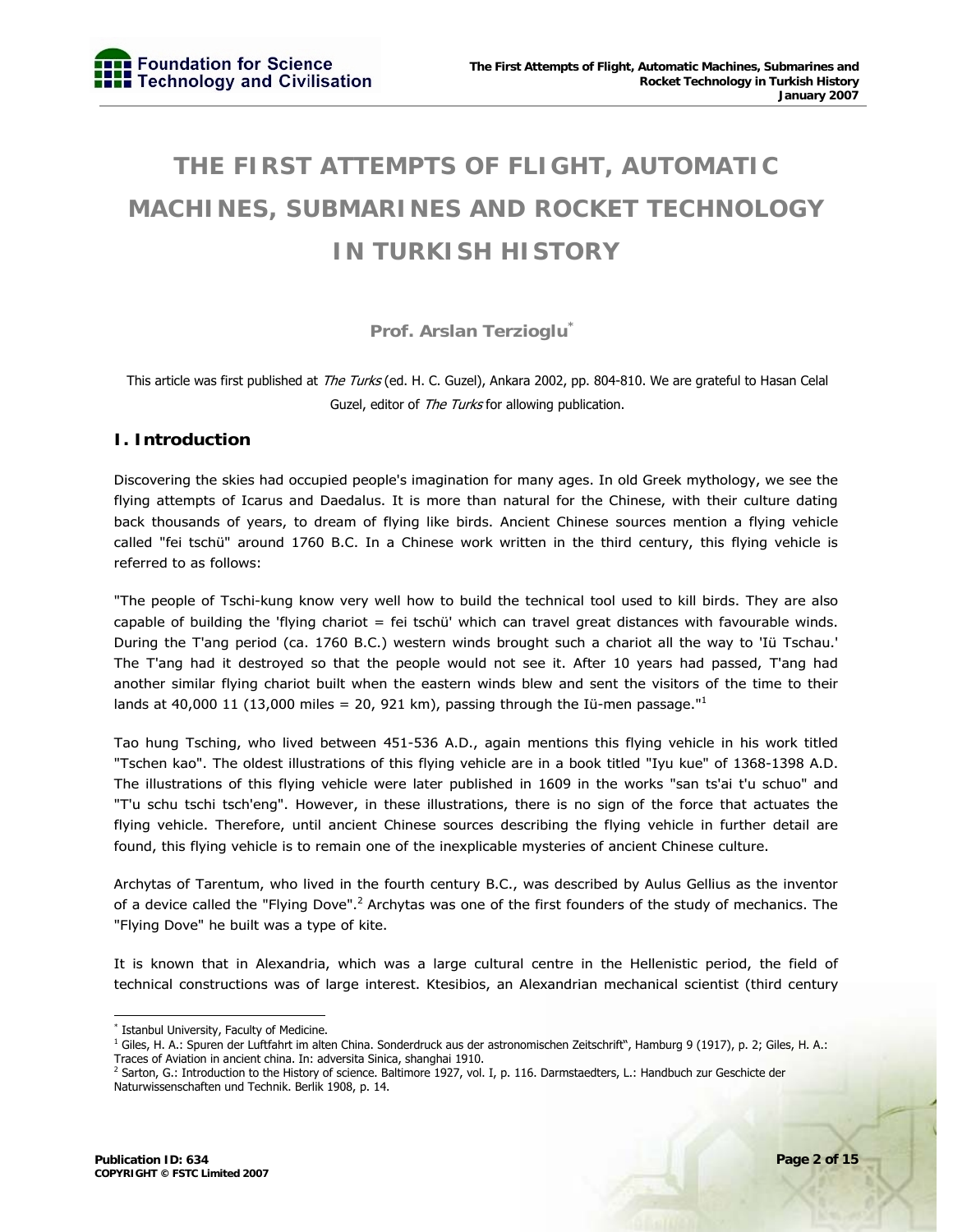# THE FIRST ATTEMPTS OF FLIGHT, AUTOMATIC MACHINES, SUBMARINES AND ROCKET TECHNOLOGY IN TURKISH HISTORY

**Prof. Arslan Terzioglu**[*]

This article was first published at *The Turks* (ed. H. C. Guzel), Ankara 2002, pp. 804-810. We are grateful to Hasan Celal Guzel, editor of *The Turks* for allowing publication.

## I. Introduction

Discovering the skies had occupied people's imagination for many ages. In old Greek mythology, we see the flying attempts of Icarus and Daedalus. It is more than natural for the Chinese, with their culture dating back thousands of years, to dream of flying like birds. Ancient Chinese sources mention a flying vehicle called "fei tschü" around 1760 B.C. In a Chinese work written in the third century, this flying vehicle is referred to as follows:

"The people of Tschi-kung know very well how to build the technical tool used to kill birds. They are also capable of building the 'flying chariot = fei tschü' which can travel great distances with favourable winds. During the T'ang period (ca. 1760 B.C.) western winds brought such a chariot all the way to 'Iü Tschau.' The T'ang had it destroyed so that the people would not see it. After 10 years had passed, T'ang had another similar flying chariot built when the eastern winds blew and sent the visitors of the time to their lands at 40,000 11 (13,000 miles = 20, 921 km), passing through the Iü-men passage."[1]

Tao hung Tsching, who lived between 451-536 A.D., again mentions this flying vehicle in his work titled "Tschen kao". The oldest illustrations of this flying vehicle are in a book titled "Iyu kue" of 1368-1398 A.D. The illustrations of this flying vehicle were later published in 1609 in the works "san ts'ai t'u schuo" and "T'u schu tschi tsch'eng". However, in these illustrations, there is no sign of the force that actuates the flying vehicle. Therefore, until ancient Chinese sources describing the flying vehicle in further detail are found, this flying vehicle is to remain one of the inexplicable mysteries of ancient Chinese culture.

Archytas of Tarentum, who lived in the fourth century B.C., was described by Aulus Gellius as the inventor of a device called the "Flying Dove".[2] Archytas was one of the first founders of the study of mechanics. The "Flying Dove" he built was a type of kite.

It is known that in Alexandria, which was a large cultural centre in the Hellenistic period, the field of technical constructions was of large interest. Ktesibios, an Alexandrian mechanical scientist (third century

---

[*] Istanbul University, Faculty of Medicine.

[1] Giles, H. A.: Spuren der Luftfahrt im alten China. Sonderdruck aus der astronomischen Zeitschrift", Hamburg 9 (1917), p. 2; Giles, H. A.: Traces of Aviation in ancient china. In: adversita Sinica, shanghai 1910.

[2] Sarton, G.: Introduction to the History of science. Baltimore 1927, vol. I, p. 116. Darmstaedters, L.: Handbuch zur Geschicte der Naturwissenschaften und Technik. Berlik 1908, p. 14.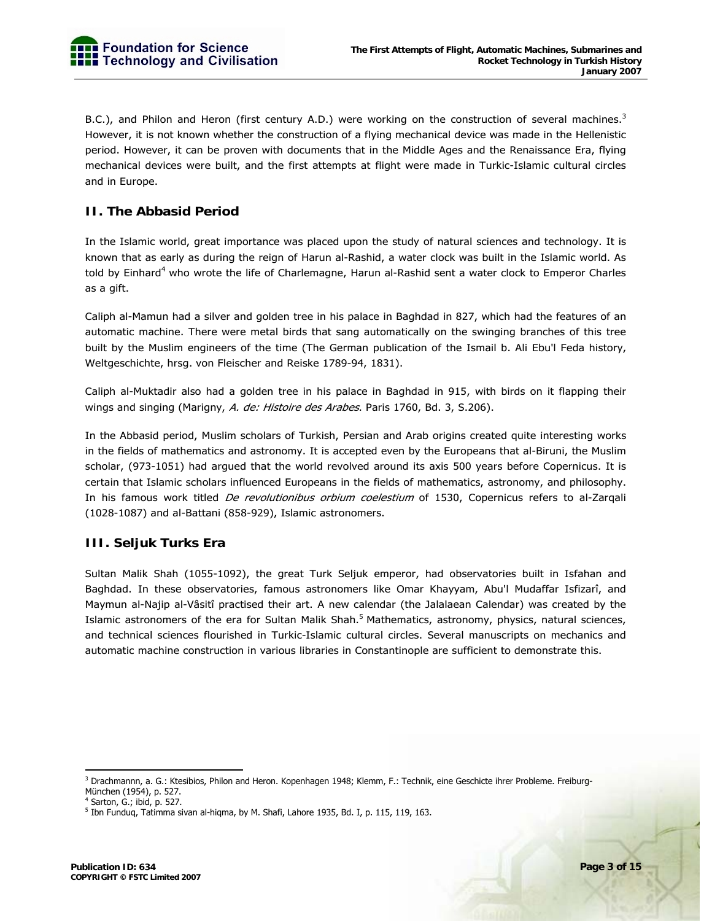B.C.), and Philon and Heron (first century A.D.) were working on the construction of several machines.[3] However, it is not known whether the construction of a flying mechanical device was made in the Hellenistic period. However, it can be proven with documents that in the Middle Ages and the Renaissance Era, flying mechanical devices were built, and the first attempts at flight were made in Turkic-Islamic cultural circles and in Europe.

## II. The Abbasid Period

In the Islamic world, great importance was placed upon the study of natural sciences and technology. It is known that as early as during the reign of Harun al-Rashid, a water clock was built in the Islamic world. As told by Einhard[4] who wrote the life of Charlemagne, Harun al-Rashid sent a water clock to Emperor Charles as a gift.

Caliph al-Mamun had a silver and golden tree in his palace in Baghdad in 827, which had the features of an automatic machine. There were metal birds that sang automatically on the swinging branches of this tree built by the Muslim engineers of the time (The German publication of the Ismail b. Ali Ebu'l Feda history, Weltgeschichte, hrsg. von Fleischer and Reiske 1789-94, 1831).

Caliph al-Muktadir also had a golden tree in his palace in Baghdad in 915, with birds on it flapping their wings and singing (Marigny, *A. de: Histoire des Arabes*. Paris 1760, Bd. 3, S.206).

In the Abbasid period, Muslim scholars of Turkish, Persian and Arab origins created quite interesting works in the fields of mathematics and astronomy. It is accepted even by the Europeans that al-Biruni, the Muslim scholar, (973-1051) had argued that the world revolved around its axis 500 years before Copernicus. It is certain that Islamic scholars influenced Europeans in the fields of mathematics, astronomy, and philosophy. In his famous work titled *De revolutionibus orbium coelestium* of 1530, Copernicus refers to al-Zarqali (1028-1087) and al-Battani (858-929), Islamic astronomers.

## III. Seljuk Turks Era

Sultan Malik Shah (1055-1092), the great Turk Seljuk emperor, had observatories built in Isfahan and Baghdad. In these observatories, famous astronomers like Omar Khayyam, Abu'l Mudaffar Isfizarî, and Maymun al-Najip al-Vâsitî practised their art. A new calendar (the Jalalaean Calendar) was created by the Islamic astronomers of the era for Sultan Malik Shah.[5] Mathematics, astronomy, physics, natural sciences, and technical sciences flourished in Turkic-Islamic cultural circles. Several manuscripts on mechanics and automatic machine construction in various libraries in Constantinople are sufficient to demonstrate this.

---

[3] Drachmannn, a. G.: Ktesibios, Philon and Heron. Kopenhagen 1948; Klemm, F.: Technik, eine Geschicte ihrer Probleme. Freiburg-München (1954), p. 527.

[4] Sarton, G.; ibid, p. 527.

[5] Ibn Funduq, Tatimma sivan al-hiqma, by M. Shafi, Lahore 1935, Bd. I, p. 115, 119, 163.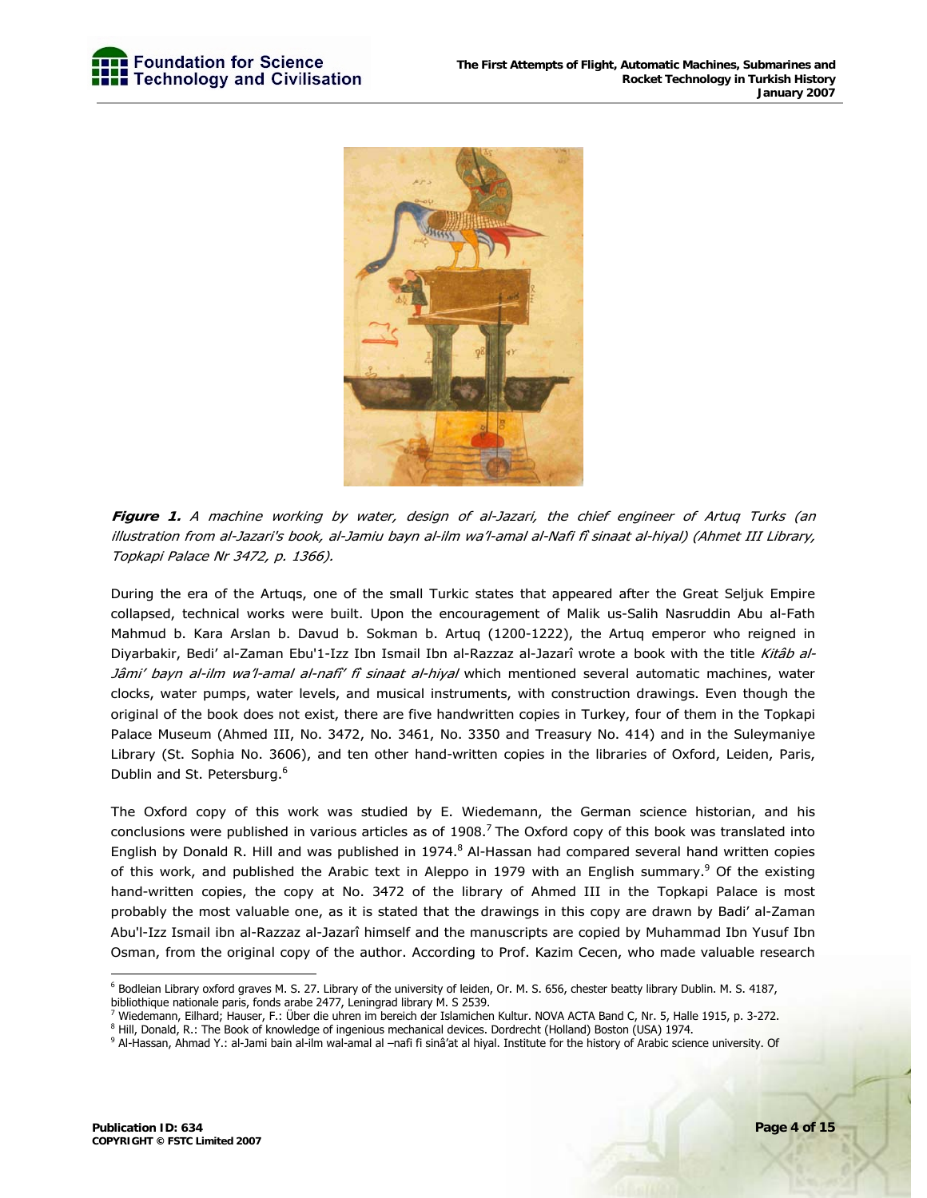**Figure 1.** *A machine working by water, design of al-Jazari, the chief engineer of Artuq Turks (an illustration from al-Jazari's book, al-Jamiu bayn al-ilm wa'l-amal al-Nafi fî sinaat al-hiyal) (Ahmet III Library, Topkapi Palace Nr 3472, p. 1366).*

During the era of the Artuqs, one of the small Turkic states that appeared after the Great Seljuk Empire collapsed, technical works were built. Upon the encouragement of Malik us-Salih Nasruddin Abu al-Fath Mahmud b. Kara Arslan b. Davud b. Sokman b. Artuq (1200-1222), the Artuq emperor who reigned in Diyarbakir, Bedi' al-Zaman Ebu'1-Izz Ibn Ismail Ibn al-Razzaz al-Jazarî wrote a book with the title *Kitâb al-Jâmi' bayn al-ilm wa'l-amal al-nafî' fî sinaat al-hiyal* which mentioned several automatic machines, water clocks, water pumps, water levels, and musical instruments, with construction drawings. Even though the original of the book does not exist, there are five handwritten copies in Turkey, four of them in the Topkapi Palace Museum (Ahmed III, No. 3472, No. 3461, No. 3350 and Treasury No. 414) and in the Suleymaniye Library (St. Sophia No. 3606), and ten other hand-written copies in the libraries of Oxford, Leiden, Paris, Dublin and St. Petersburg.[6]

The Oxford copy of this work was studied by E. Wiedemann, the German science historian, and his conclusions were published in various articles as of 1908.[7] The Oxford copy of this book was translated into English by Donald R. Hill and was published in 1974.[8] Al-Hassan had compared several hand written copies of this work, and published the Arabic text in Aleppo in 1979 with an English summary.[9] Of the existing hand-written copies, the copy at No. 3472 of the library of Ahmed III in the Topkapi Palace is most probably the most valuable one, as it is stated that the drawings in this copy are drawn by Badi' al-Zaman Abu'l-Izz Ismail ibn al-Razzaz al-Jazarî himself and the manuscripts are copied by Muhammad Ibn Yusuf Ibn Osman, from the original copy of the author. According to Prof. Kazim Cecen, who made valuable research

---

[6] Bodleian Library oxford graves M. S. 27. Library of the university of leiden, Or. M. S. 656, chester beatty library Dublin. M. S. 4187, bibliothique nationale paris, fonds arabe 2477, Leningrad library M. S 2539.

[7] Wiedemann, Eilhard; Hauser, F.: Über die uhren im bereich der Islamichen Kultur. NOVA ACTA Band C, Nr. 5, Halle 1915, p. 3-272.

[8] Hill, Donald, R.: The Book of knowledge of ingenious mechanical devices. Dordrecht (Holland) Boston (USA) 1974.

[9] Al-Hassan, Ahmad Y.: al-Jami bain al-ilm wal-amal al –nafi fi sinâ'at al hiyal. Institute for the history of Arabic science university. Of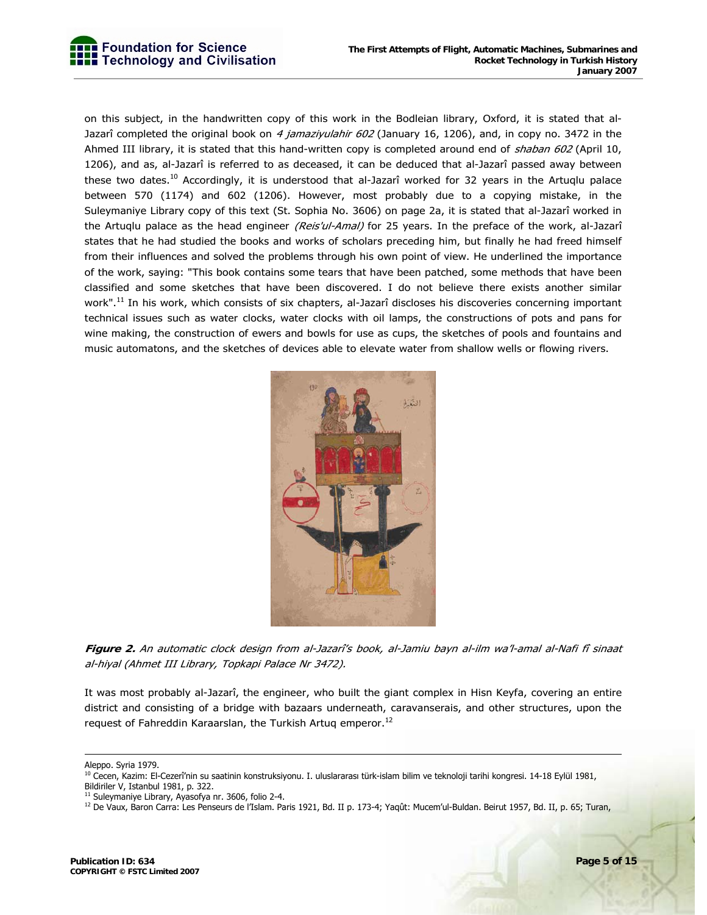on this subject, in the handwritten copy of this work in the Bodleian library, Oxford, it is stated that al-Jazarî completed the original book on *4 jamaziyulahir 602* (January 16, 1206), and, in copy no. 3472 in the Ahmed III library, it is stated that this hand-written copy is completed around end of *shaban 602* (April 10, 1206), and as, al-Jazarî is referred to as deceased, it can be deduced that al-Jazarî passed away between these two dates.[10] Accordingly, it is understood that al-Jazarî worked for 32 years in the Artuqlu palace between 570 (1174) and 602 (1206). However, most probably due to a copying mistake, in the Suleymaniye Library copy of this text (St. Sophia No. 3606) on page 2a, it is stated that al-Jazarî worked in the Artuqlu palace as the head engineer *(Reis'ul-Amal)* for 25 years. In the preface of the work, al-Jazarî states that he had studied the books and works of scholars preceding him, but finally he had freed himself from their influences and solved the problems through his own point of view. He underlined the importance of the work, saying: "This book contains some tears that have been patched, some methods that have been classified and some sketches that have been discovered. I do not believe there exists another similar work".[11] In his work, which consists of six chapters, al-Jazarî discloses his discoveries concerning important technical issues such as water clocks, water clocks with oil lamps, the constructions of pots and pans for wine making, the construction of ewers and bowls for use as cups, the sketches of pools and fountains and music automatons, and the sketches of devices able to elevate water from shallow wells or flowing rivers.

***Figure 2.*** *An automatic clock design from al-Jazarî's book, al-Jamiu bayn al-ilm wa'l-amal al-Nafi fî sinaat al-hiyal (Ahmet III Library, Topkapi Palace Nr 3472).*

It was most probably al-Jazarî, the engineer, who built the giant complex in Hisn Keyfa, covering an entire district and consisting of a bridge with bazaars underneath, caravanserais, and other structures, upon the request of Fahreddin Karaarslan, the Turkish Artuq emperor.[12]

---

Aleppo. Syria 1979.

[10] Cecen, Kazim: El-Cezerî'nin su saatinin konstruksiyonu. I. uluslararası türk-islam bilim ve teknoloji tarihi kongresi. 14-18 Eylül 1981, Bildiriler V, Istanbul 1981, p. 322.

[11] Suleymaniye Library, Ayasofya nr. 3606, folio 2-4.

[12] De Vaux, Baron Carra: Les Penseurs de l'Islam. Paris 1921, Bd. II p. 173-4; Yaqût: Mucem'ul-Buldan. Beirut 1957, Bd. II, p. 65; Turan,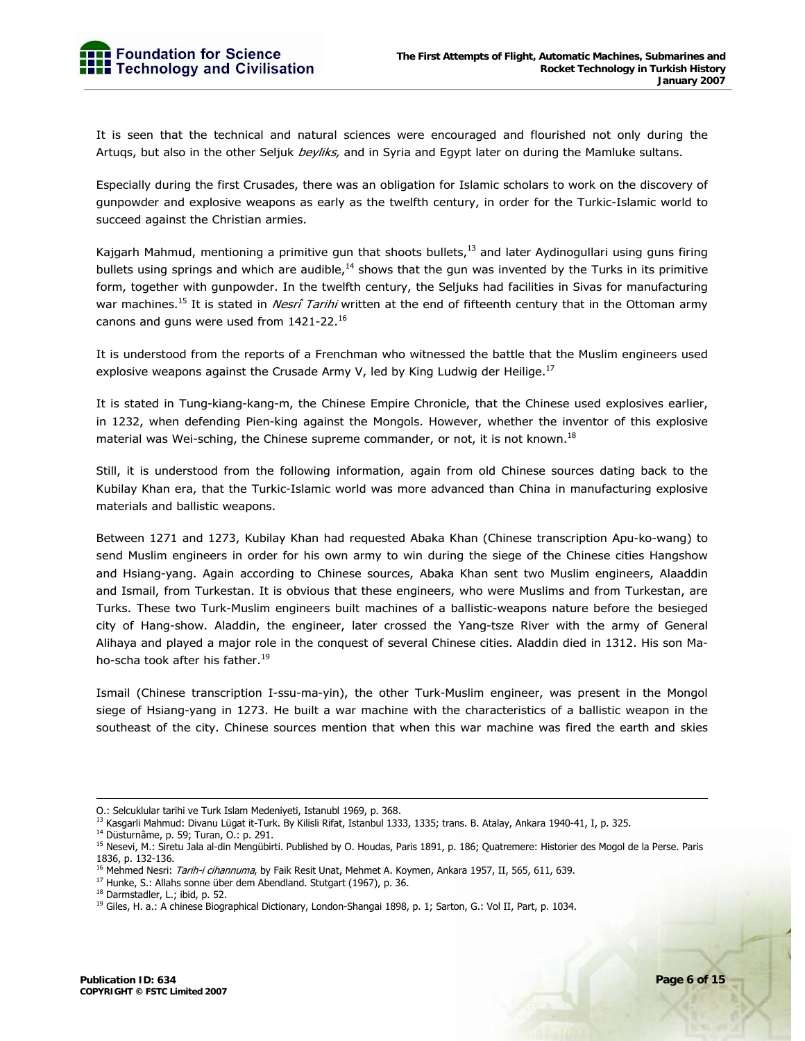It is seen that the technical and natural sciences were encouraged and flourished not only during the Artuqs, but also in the other Seljuk *beyliks,* and in Syria and Egypt later on during the Mamluke sultans.

Especially during the first Crusades, there was an obligation for Islamic scholars to work on the discovery of gunpowder and explosive weapons as early as the twelfth century, in order for the Turkic-Islamic world to succeed against the Christian armies.

Kajgarh Mahmud, mentioning a primitive gun that shoots bullets,[13] and later Aydinogullari using guns firing bullets using springs and which are audible,[14] shows that the gun was invented by the Turks in its primitive form, together with gunpowder. In the twelfth century, the Seljuks had facilities in Sivas for manufacturing war machines.[15] It is stated in *Nesrî Tarihi* written at the end of fifteenth century that in the Ottoman army canons and guns were used from 1421-22.[16]

It is understood from the reports of a Frenchman who witnessed the battle that the Muslim engineers used explosive weapons against the Crusade Army V, led by King Ludwig der Heilige.[17]

It is stated in Tung-kiang-kang-m, the Chinese Empire Chronicle, that the Chinese used explosives earlier, in 1232, when defending Pien-king against the Mongols. However, whether the inventor of this explosive material was Wei-sching, the Chinese supreme commander, or not, it is not known.[18]

Still, it is understood from the following information, again from old Chinese sources dating back to the Kubilay Khan era, that the Turkic-Islamic world was more advanced than China in manufacturing explosive materials and ballistic weapons.

Between 1271 and 1273, Kubilay Khan had requested Abaka Khan (Chinese transcription Apu-ko-wang) to send Muslim engineers in order for his own army to win during the siege of the Chinese cities Hangshow and Hsiang-yang. Again according to Chinese sources, Abaka Khan sent two Muslim engineers, Alaaddin and Ismail, from Turkestan. It is obvious that these engineers, who were Muslims and from Turkestan, are Turks. These two Turk-Muslim engineers built machines of a ballistic-weapons nature before the besieged city of Hang-show. Aladdin, the engineer, later crossed the Yang-tsze River with the army of General Alihaya and played a major role in the conquest of several Chinese cities. Aladdin died in 1312. His son Ma-ho-scha took after his father.[19]

Ismail (Chinese transcription I-ssu-ma-yin), the other Turk-Muslim engineer, was present in the Mongol siege of Hsiang-yang in 1273. He built a war machine with the characteristics of a ballistic weapon in the southeast of the city. Chinese sources mention that when this war machine was fired the earth and skies

---

O.: Selcuklular tarihi ve Turk Islam Medeniyeti, Istanubl 1969, p. 368.

[13] Kasgarli Mahmud: Divanu Lügat it-Turk. By Kilisli Rifat, Istanbul 1333, 1335; trans. B. Atalay, Ankara 1940-41, I, p. 325.

[14] Düsturnâme, p. 59; Turan, O.: p. 291.

[15] Nesevi, M.: Siretu Jala al-din Mengübirti. Published by O. Houdas, Paris 1891, p. 186; Quatremere: Historier des Mogol de la Perse. Paris 1836, p. 132-136.

[16] Mehmed Nesri: *Tarih-i cihannuma*, by Faik Resit Unat, Mehmet A. Koymen, Ankara 1957, II, 565, 611, 639.

[17] Hunke, S.: Allahs sonne über dem Abendland. Stutgart (1967), p. 36.

[18] Darmstadler, L.; ibid, p. 52.

[19] Giles, H. a.: A chinese Biographical Dictionary, London-Shangai 1898, p. 1; Sarton, G.: Vol II, Part, p. 1034.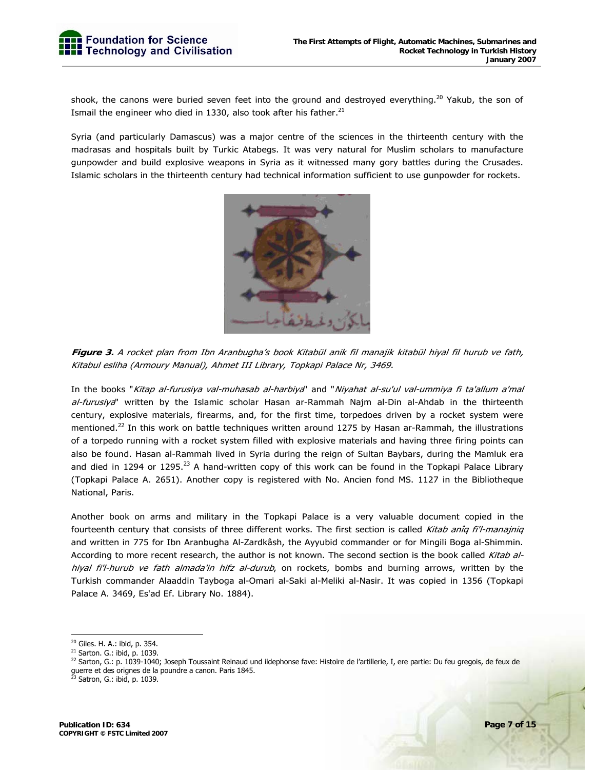shook, the canons were buried seven feet into the ground and destroyed everything.[20] Yakub, the son of Ismail the engineer who died in 1330, also took after his father.[21]

Syria (and particularly Damascus) was a major centre of the sciences in the thirteenth century with the madrasas and hospitals built by Turkic Atabegs. It was very natural for Muslim scholars to manufacture gunpowder and build explosive weapons in Syria as it witnessed many gory battles during the Crusades. Islamic scholars in the thirteenth century had technical information sufficient to use gunpowder for rockets.

***Figure 3.*** *A rocket plan from Ibn Aranbugha's book Kitabül anik fil manajik kitabül hiyal fil hurub ve fath, Kitabul esliha (Armoury Manual), Ahmet III Library, Topkapi Palace Nr, 3469.*

In the books "*Kitap al-furusiya val-muhasab al-harbiya*" and "*Niyahat al-su'ul val-ummiya fi ta'allum a'mal al-furusiya*" written by the Islamic scholar Hasan ar-Rammah Najm al-Din al-Ahdab in the thirteenth century, explosive materials, firearms, and, for the first time, torpedoes driven by a rocket system were mentioned.[22] In this work on battle techniques written around 1275 by Hasan ar-Rammah, the illustrations of a torpedo running with a rocket system filled with explosive materials and having three firing points can also be found. Hasan al-Rammah lived in Syria during the reign of Sultan Baybars, during the Mamluk era and died in 1294 or 1295.[23] A hand-written copy of this work can be found in the Topkapi Palace Library (Topkapi Palace A. 2651). Another copy is registered with No. Ancien fond MS. 1127 in the Bibliotheque National, Paris.

Another book on arms and military in the Topkapi Palace is a very valuable document copied in the fourteenth century that consists of three different works. The first section is called *Kitab anîq fi'l-manajniq* and written in 775 for Ibn Aranbugha Al-Zardkâsh, the Ayyubid commander or for Mingili Boga al-Shimmin. According to more recent research, the author is not known. The second section is the book called *Kitab al-hiyal fi'l-hurub ve fath almada'in hifz al-durub*, on rockets, bombs and burning arrows, written by the Turkish commander Alaaddin Tayboga al-Omari al-Saki al-Meliki al-Nasir. It was copied in 1356 (Topkapi Palace A. 3469, Es'ad Ef. Library No. 1884).

---

[20] Giles. H. A.: ibid, p. 354.

[21] Sarton. G.: ibid, p. 1039.

[22] Sarton, G.: p. 1039-1040; Joseph Toussaint Reinaud und ildephonse fave: Histoire de l'artillerie, I, ere partie: Du feu gregois, de feux de guerre et des orignes de la poundre a canon. Paris 1845.

[23] Satron, G.: ibid, p. 1039.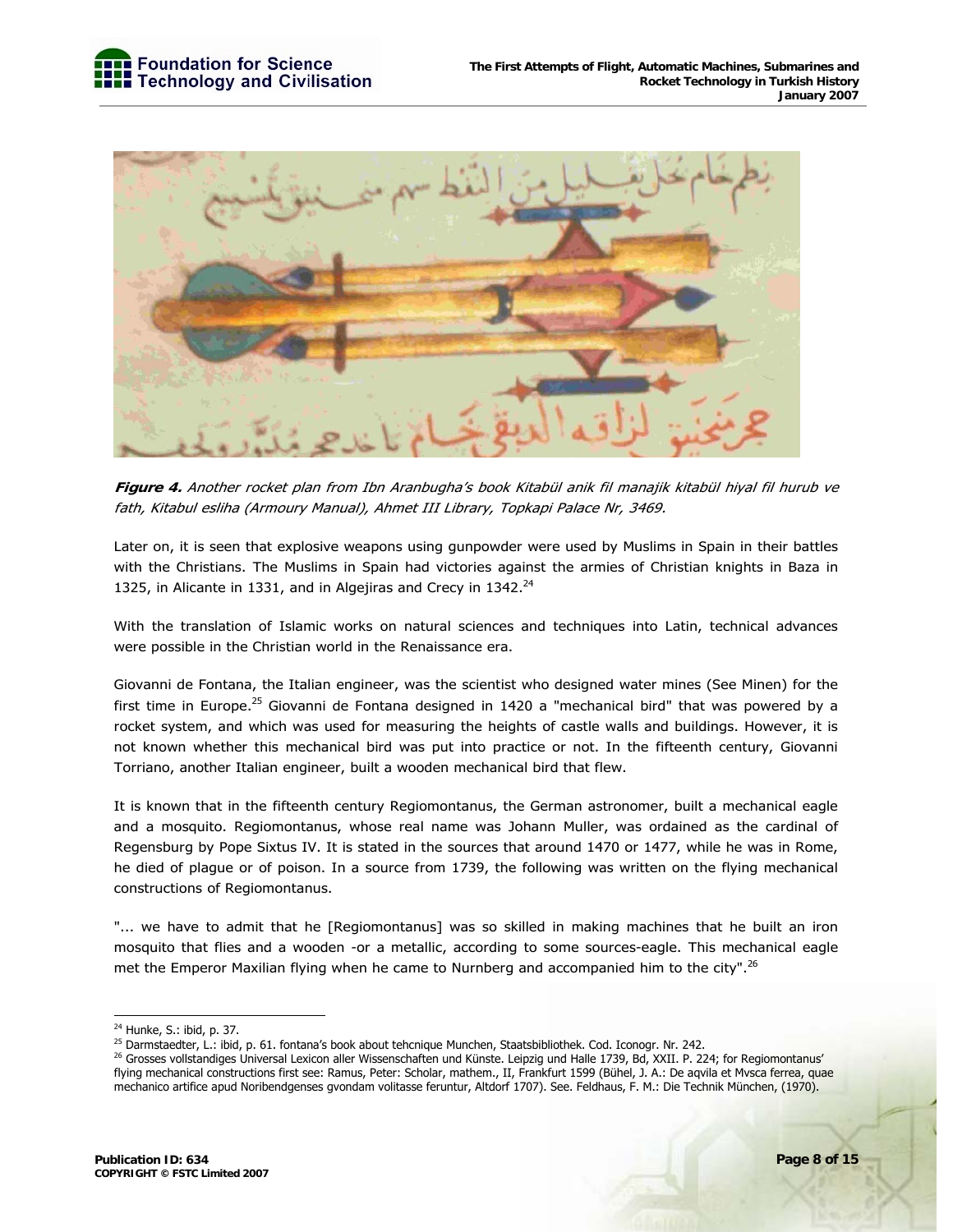**Figure 4.** *Another rocket plan from Ibn Aranbugha's book Kitabül anik fil manajik kitabül hiyal fil hurub ve fath, Kitabul esliha (Armoury Manual), Ahmet III Library, Topkapi Palace Nr, 3469.*

Later on, it is seen that explosive weapons using gunpowder were used by Muslims in Spain in their battles with the Christians. The Muslims in Spain had victories against the armies of Christian knights in Baza in 1325, in Alicante in 1331, and in Algejiras and Crecy in 1342.[24]

With the translation of Islamic works on natural sciences and techniques into Latin, technical advances were possible in the Christian world in the Renaissance era.

Giovanni de Fontana, the Italian engineer, was the scientist who designed water mines (See Minen) for the first time in Europe.[25] Giovanni de Fontana designed in 1420 a "mechanical bird" that was powered by a rocket system, and which was used for measuring the heights of castle walls and buildings. However, it is not known whether this mechanical bird was put into practice or not. In the fifteenth century, Giovanni Torriano, another Italian engineer, built a wooden mechanical bird that flew.

It is known that in the fifteenth century Regiomontanus, the German astronomer, built a mechanical eagle and a mosquito. Regiomontanus, whose real name was Johann Muller, was ordained as the cardinal of Regensburg by Pope Sixtus IV. It is stated in the sources that around 1470 or 1477, while he was in Rome, he died of plague or of poison. In a source from 1739, the following was written on the flying mechanical constructions of Regiomontanus.

"... we have to admit that he [Regiomontanus] was so skilled in making machines that he built an iron mosquito that flies and a wooden -or a metallic, according to some sources-eagle. This mechanical eagle met the Emperor Maxilian flying when he came to Nurnberg and accompanied him to the city".[26]

---

[24] Hunke, S.: ibid, p. 37.

[25] Darmstaedter, L.: ibid, p. 61. fontana's book about tehcnique Munchen, Staatsbibliothek. Cod. Iconogr. Nr. 242.

[26] Grosses vollstandiges Universal Lexicon aller Wissenschaften und Künste. Leipzig und Halle 1739, Bd, XXII. P. 224; for Regiomontanus' flying mechanical constructions first see: Ramus, Peter: Scholar, mathem., II, Frankfurt 1599 (Bühel, J. A.: De aqvila et Mvsca ferrea, quae mechanico artifice apud Noribendgenses gvondam volitasse feruntur, Altdorf 1707). See. Feldhaus, F. M.: Die Technik München, (1970).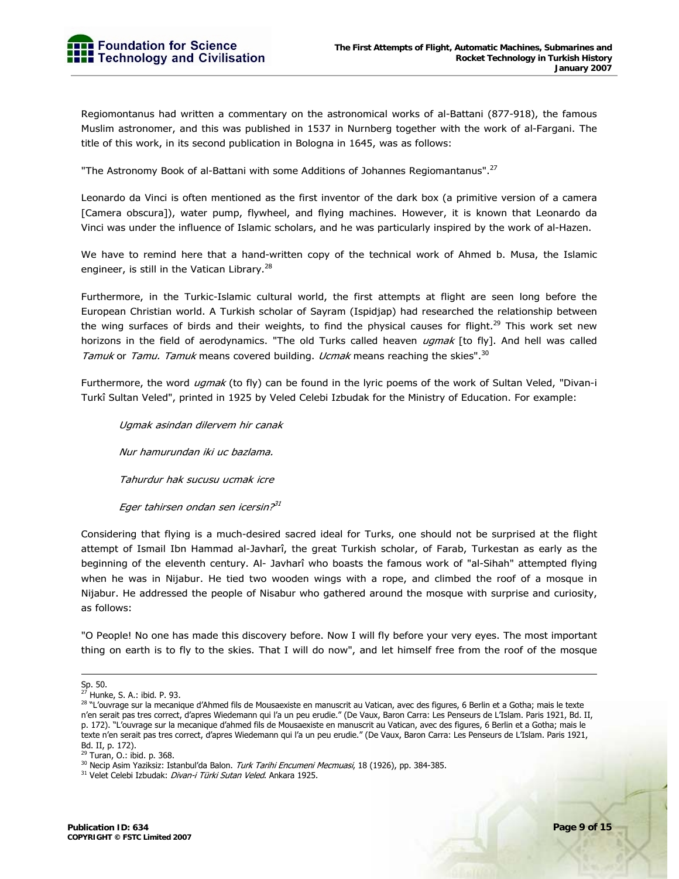Regiomontanus had written a commentary on the astronomical works of al-Battani (877-918), the famous Muslim astronomer, and this was published in 1537 in Nurnberg together with the work of al-Fargani. The title of this work, in its second publication in Bologna in 1645, was as follows:

"The Astronomy Book of al-Battani with some Additions of Johannes Regiomantanus".[27]

Leonardo da Vinci is often mentioned as the first inventor of the dark box (a primitive version of a camera [Camera obscura]), water pump, flywheel, and flying machines. However, it is known that Leonardo da Vinci was under the influence of Islamic scholars, and he was particularly inspired by the work of al-Hazen.

We have to remind here that a hand-written copy of the technical work of Ahmed b. Musa, the Islamic engineer, is still in the Vatican Library.[28]

Furthermore, in the Turkic-Islamic cultural world, the first attempts at flight are seen long before the European Christian world. A Turkish scholar of Sayram (Ispidjap) had researched the relationship between the wing surfaces of birds and their weights, to find the physical causes for flight.[29] This work set new horizons in the field of aerodynamics. "The old Turks called heaven *ugmak* [to fly]. And hell was called *Tamuk* or *Tamu*. *Tamuk* means covered building. *Ucmak* means reaching the skies".[30]

Furthermore, the word *ugmak* (to fly) can be found in the lyric poems of the work of Sultan Veled, "Divan-i Turkî Sultan Veled", printed in 1925 by Veled Celebi Izbudak for the Ministry of Education. For example:

> *Ugmak asindan dilervem hir canak*
>
> *Nur hamurundan iki uc bazlama.*
>
> *Tahurdur hak sucusu ucmak icre*
>
> *Eger tahirsen ondan sen icersin?*[31]

Considering that flying is a much-desired sacred ideal for Turks, one should not be surprised at the flight attempt of Ismail Ibn Hammad al-Javharî, the great Turkish scholar, of Farab, Turkestan as early as the beginning of the eleventh century. Al- Javharî who boasts the famous work of "al-Sihah" attempted flying when he was in Nijabur. He tied two wooden wings with a rope, and climbed the roof of a mosque in Nijabur. He addressed the people of Nisabur who gathered around the mosque with surprise and curiosity, as follows:

"O People! No one has made this discovery before. Now I will fly before your very eyes. The most important thing on earth is to fly to the skies. That I will do now", and let himself free from the roof of the mosque

---

Sp. 50.

[27] Hunke, S. A.: ibid. P. 93.

[28] "L'ouvrage sur la mecanique d'Ahmed fils de Mousaexiste en manuscrit au Vatican, avec des figures, 6 Berlin et a Gotha; mais le texte n'en serait pas tres correct, d'apres Wiedemann qui l'a un peu erudie." (De Vaux, Baron Carra: Les Penseurs de L'Islam. Paris 1921, Bd. II, p. 172). "L'ouvrage sur la mecanique d'ahmed fils de Mousaexiste en manuscrit au Vatican, avec des figures, 6 Berlin et a Gotha; mais le texte n'en serait pas tres correct, d'apres Wiedemann qui l'a un peu erudie." (De Vaux, Baron Carra: Les Penseurs de L'Islam. Paris 1921, Bd. II, p. 172).

[29] Turan, O.: ibid. p. 368.

[30] Necip Asim Yaziksiz: Istanbul'da Balon. *Turk Tarihi Encumeni Mecmuasi*, 18 (1926), pp. 384-385.

[31] Velet Celebi Izbudak: *Divan-i Türki Sutan Veled*. Ankara 1925.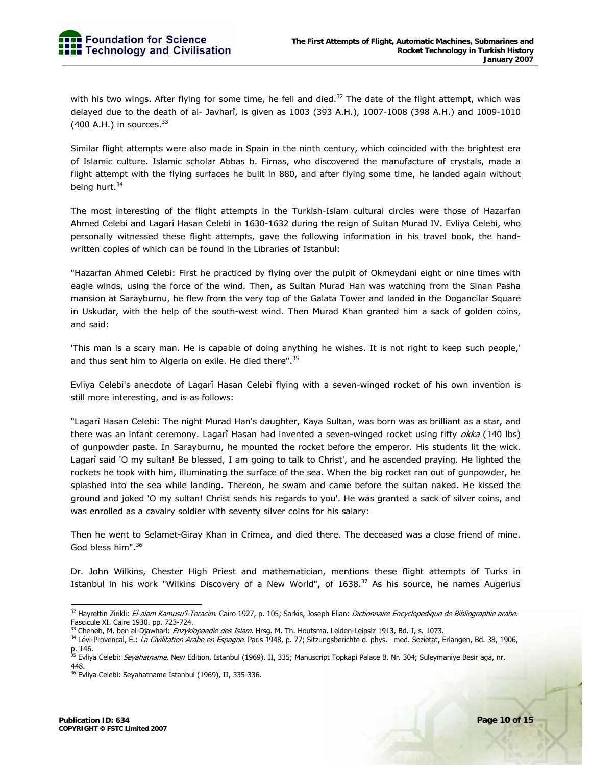with his two wings. After flying for some time, he fell and died.[32] The date of the flight attempt, which was delayed due to the death of al- Javharî, is given as 1003 (393 A.H.), 1007-1008 (398 A.H.) and 1009-1010 (400 A.H.) in sources.[33]

Similar flight attempts were also made in Spain in the ninth century, which coincided with the brightest era of Islamic culture. Islamic scholar Abbas b. Firnas, who discovered the manufacture of crystals, made a flight attempt with the flying surfaces he built in 880, and after flying some time, he landed again without being hurt.[34]

The most interesting of the flight attempts in the Turkish-Islam cultural circles were those of Hazarfan Ahmed Celebi and Lagarî Hasan Celebi in 1630-1632 during the reign of Sultan Murad IV. Evliya Celebi, who personally witnessed these flight attempts, gave the following information in his travel book, the hand-written copies of which can be found in the Libraries of Istanbul:

"Hazarfan Ahmed Celebi: First he practiced by flying over the pulpit of Okmeydani eight or nine times with eagle winds, using the force of the wind. Then, as Sultan Murad Han was watching from the Sinan Pasha mansion at Sarayburnu, he flew from the very top of the Galata Tower and landed in the Dogancilar Square in Uskudar, with the help of the south-west wind. Then Murad Khan granted him a sack of golden coins, and said:

'This man is a scary man. He is capable of doing anything he wishes. It is not right to keep such people,' and thus sent him to Algeria on exile. He died there".[35]

Evliya Celebi's anecdote of Lagarî Hasan Celebi flying with a seven-winged rocket of his own invention is still more interesting, and is as follows:

"Lagarî Hasan Celebi: The night Murad Han's daughter, Kaya Sultan, was born was as brilliant as a star, and there was an infant ceremony. Lagarî Hasan had invented a seven-winged rocket using fifty *okka* (140 lbs) of gunpowder paste. In Sarayburnu, he mounted the rocket before the emperor. His students lit the wick. Lagarî said 'O my sultan! Be blessed, I am going to talk to Christ', and he ascended praying. He lighted the rockets he took with him, illuminating the surface of the sea. When the big rocket ran out of gunpowder, he splashed into the sea while landing. Thereon, he swam and came before the sultan naked. He kissed the ground and joked 'O my sultan! Christ sends his regards to you'. He was granted a sack of silver coins, and was enrolled as a cavalry soldier with seventy silver coins for his salary:

Then he went to Selamet-Giray Khan in Crimea, and died there. The deceased was a close friend of mine. God bless him".[36]

Dr. John Wilkins, Chester High Priest and mathematician, mentions these flight attempts of Turks in Istanbul in his work "Wilkins Discovery of a New World", of 1638.[37] As his source, he names Augerius

---

[32] Hayrettin Zirikli: *El-alam Kamusu'l-Teracim*. Cairo 1927, p. 105; Sarkis, Joseph Elian: *Dictionnaire Encyclopedique de Bibliographie arabe*. Fascicule XI. Caire 1930. pp. 723-724.

[33] Cheneb, M. ben al-Djawhari: *Enzyklopaedie des Islam*. Hrsg. M. Th. Houtsma. Leiden-Leipsiz 1913, Bd. I, s. 1073.

[34] Lévi-Provencal, E.: *La Civilitation Arabe en Espagne*. Paris 1948, p. 77; Sitzungsberichte d. phys. –med. Sozietat, Erlangen, Bd. 38, 1906, p. 146.

[35] Evliya Celebi: *Seyahatname*. New Edition. Istanbul (1969). II, 335; Manuscript Topkapi Palace B. Nr. 304; Suleymaniye Besir aga, nr. 448.

[36] Evliya Celebi: Seyahatname Istanbul (1969), II, 335-336.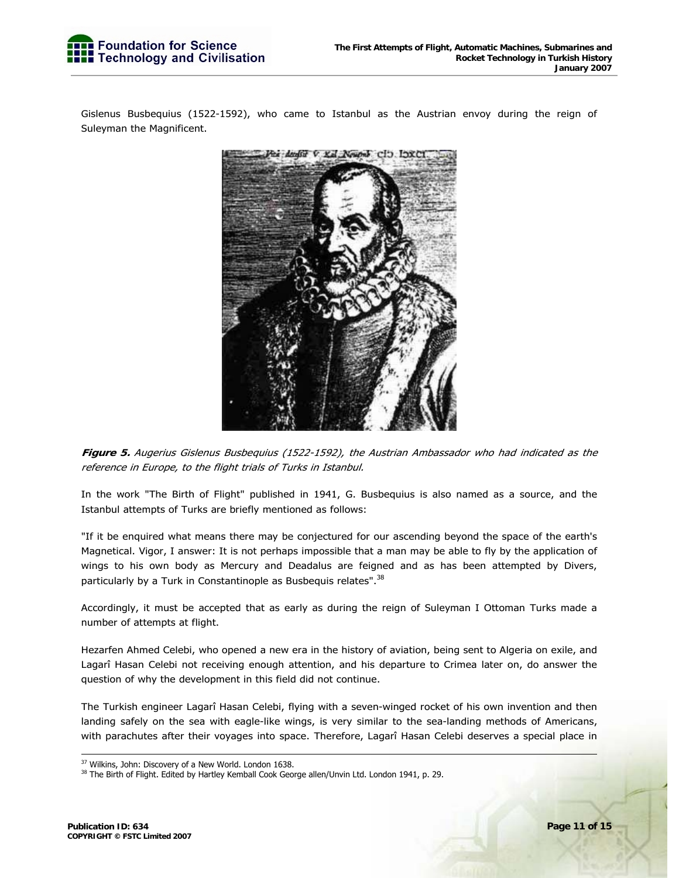Gislenus Busbequius (1522-1592), who came to Istanbul as the Austrian envoy during the reign of Suleyman the Magnificent.

***Figure 5.*** *Augerius Gislenus Busbequius (1522-1592), the Austrian Ambassador who had indicated as the reference in Europe, to the flight trials of Turks in Istanbul.*

In the work "The Birth of Flight" published in 1941, G. Busbequius is also named as a source, and the Istanbul attempts of Turks are briefly mentioned as follows:

"If it be enquired what means there may be conjectured for our ascending beyond the space of the earth's Magnetical. Vigor, I answer: It is not perhaps impossible that a man may be able to fly by the application of wings to his own body as Mercury and Deadalus are feigned and as has been attempted by Divers, particularly by a Turk in Constantinople as Busbequis relates".[38]

Accordingly, it must be accepted that as early as during the reign of Suleyman I Ottoman Turks made a number of attempts at flight.

Hezarfen Ahmed Celebi, who opened a new era in the history of aviation, being sent to Algeria on exile, and Lagarî Hasan Celebi not receiving enough attention, and his departure to Crimea later on, do answer the question of why the development in this field did not continue.

The Turkish engineer Lagarî Hasan Celebi, flying with a seven-winged rocket of his own invention and then landing safely on the sea with eagle-like wings, is very similar to the sea-landing methods of Americans, with parachutes after their voyages into space. Therefore, Lagarî Hasan Celebi deserves a special place in

---

[37] Wilkins, John: Discovery of a New World. London 1638.

[38] The Birth of Flight. Edited by Hartley Kemball Cook George allen/Unvin Ltd. London 1941, p. 29.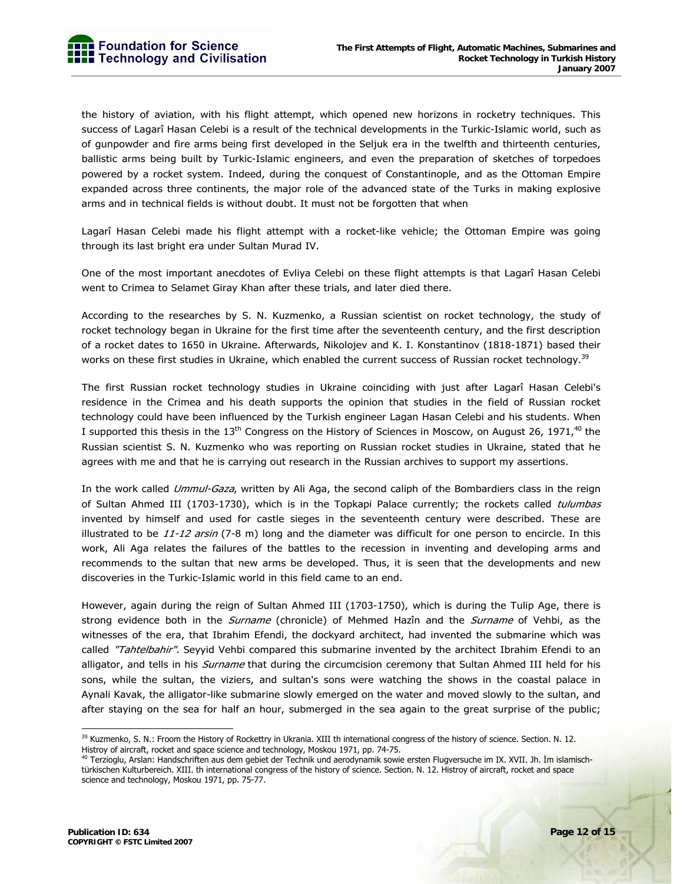the history of aviation, with his flight attempt, which opened new horizons in rocketry techniques. This success of Lagarî Hasan Celebi is a result of the technical developments in the Turkic-Islamic world, such as of gunpowder and fire arms being first developed in the Seljuk era in the twelfth and thirteenth centuries, ballistic arms being built by Turkic-Islamic engineers, and even the preparation of sketches of torpedoes powered by a rocket system. Indeed, during the conquest of Constantinople, and as the Ottoman Empire expanded across three continents, the major role of the advanced state of the Turks in making explosive arms and in technical fields is without doubt. It must not be forgotten that when

Lagarî Hasan Celebi made his flight attempt with a rocket-like vehicle; the Ottoman Empire was going through its last bright era under Sultan Murad IV.

One of the most important anecdotes of Evliya Celebi on these flight attempts is that Lagarî Hasan Celebi went to Crimea to Selamet Giray Khan after these trials, and later died there.

According to the researches by S. N. Kuzmenko, a Russian scientist on rocket technology, the study of rocket technology began in Ukraine for the first time after the seventeenth century, and the first description of a rocket dates to 1650 in Ukraine. Afterwards, Nikolojev and K. I. Konstantinov (1818-1871) based their works on these first studies in Ukraine, which enabled the current success of Russian rocket technology.[39]

The first Russian rocket technology studies in Ukraine coinciding with just after Lagarî Hasan Celebi's residence in the Crimea and his death supports the opinion that studies in the field of Russian rocket technology could have been influenced by the Turkish engineer Lagarî Hasan Celebi and his students. When I supported this thesis in the 13th Congress on the History of Sciences in Moscow, on August 26, 1971,[40] the Russian scientist S. N. Kuzmenko who was reporting on Russian rocket studies in Ukraine, stated that he agrees with me and that he is carrying out research in the Russian archives to support my assertions.

In the work called *Ummul-Gaza*, written by Ali Aga, the second caliph of the Bombardiers class in the reign of Sultan Ahmed III (1703-1730), which is in the Topkapi Palace currently; the rockets called *tulumbas* invented by himself and used for castle sieges in the seventeenth century were described. These are illustrated to be *11-12 arsin* (7-8 m) long and the diameter was difficult for one person to encircle. In this work, Ali Aga relates the failures of the battles to the recession in inventing and developing arms and recommends to the sultan that new arms be developed. Thus, it is seen that the developments and new discoveries in the Turkic-Islamic world in this field came to an end.

However, again during the reign of Sultan Ahmed III (1703-1750), which is during the Tulip Age, there is strong evidence both in the *Surname* (chronicle) of Mehmed Hazîn and the *Surname* of Vehbi, as the witnesses of the era, that Ibrahim Efendi, the dockyard architect, had invented the submarine which was called *"Tahtelbahir".* Seyyid Vehbi compared this submarine invented by the architect Ibrahim Efendi to an alligator, and tells in his *Surname* that during the circumcision ceremony that Sultan Ahmed III held for his sons, while the sultan, the viziers, and sultan's sons were watching the shows in the coastal palace in Aynali Kavak, the alligator-like submarine slowly emerged on the water and moved slowly to the sultan, and after staying on the sea for half an hour, submerged in the sea again to the great surprise of the public;

---

[39] Kuzmenko, S. N.: Froom the History of Rockettry in Ukrania. XIII th international congress of the history of science. Section. N. 12. Histroy of aircraft, rocket and space science and technology, Moskou 1971, pp. 74-75.

[40] Terzioglu, Arslan: Handschriften aus dem gebiet der Technik und aerodynamik sowie ersten Flugversuche im IX. XVII. Jh. İm islamisch-türkischen Kulturbereich. XIII. th international congress of the history of science. Section. N. 12. Histroy of aircraft, rocket and space science and technology, Moskou 1971, pp. 75-77.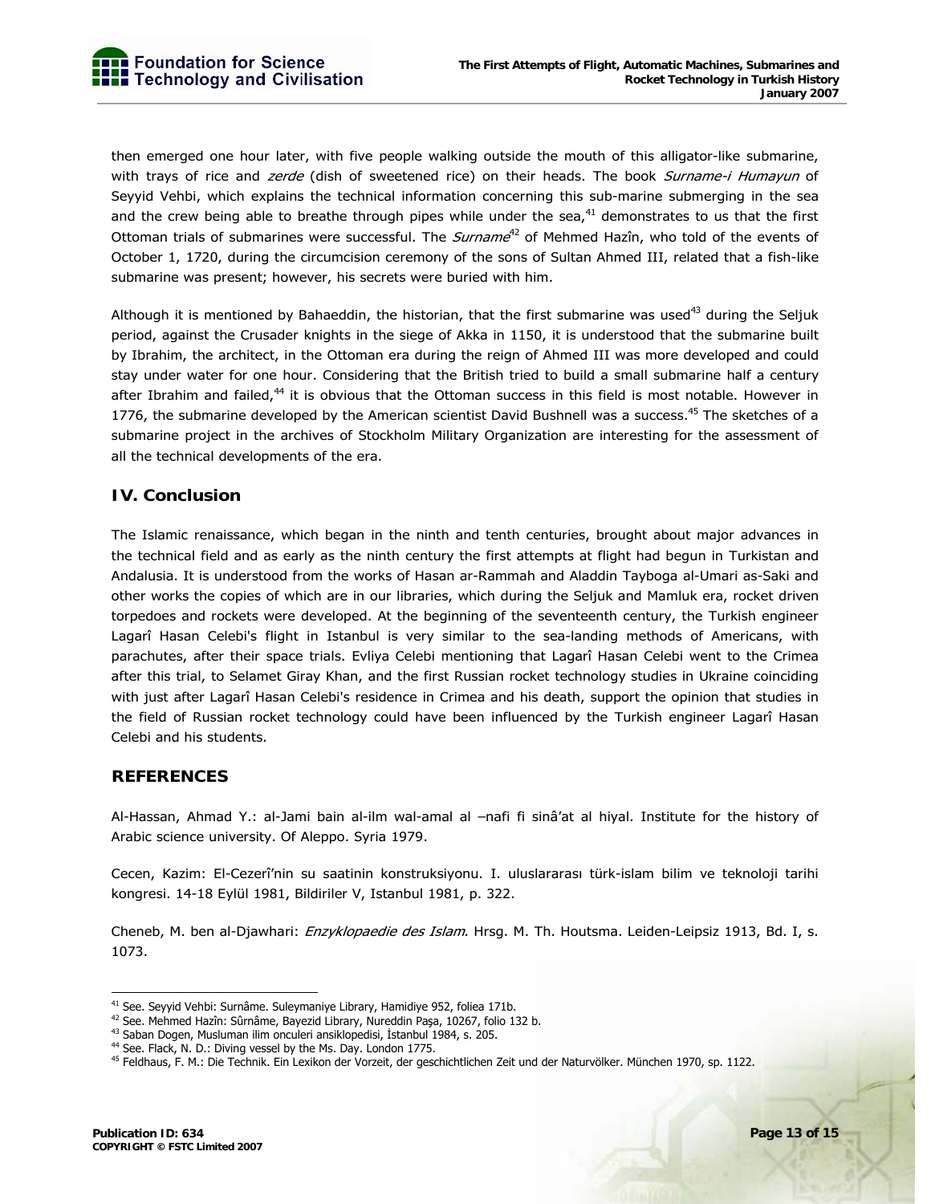then emerged one hour later, with five people walking outside the mouth of this alligator-like submarine, with trays of rice and *zerde* (dish of sweetened rice) on their heads. The book *Surname-i Humayun* of Seyyid Vehbi, which explains the technical information concerning this sub-marine submerging in the sea and the crew being able to breathe through pipes while under the sea,[41] demonstrates to us that the first Ottoman trials of submarines were successful. The *Surname*[42] of Mehmed Hazîn, who told of the events of October 1, 1720, during the circumcision ceremony of the sons of Sultan Ahmed III, related that a fish-like submarine was present; however, his secrets were buried with him.

Although it is mentioned by Bahaeddin, the historian, that the first submarine was used[43] during the Seljuk period, against the Crusader knights in the siege of Akka in 1150, it is understood that the submarine built by Ibrahim, the architect, in the Ottoman era during the reign of Ahmed III was more developed and could stay under water for one hour. Considering that the British tried to build a small submarine half a century after Ibrahim and failed,[44] it is obvious that the Ottoman success in this field is most notable. However in 1776, the submarine developed by the American scientist David Bushnell was a success.[45] The sketches of a submarine project in the archives of Stockholm Military Organization are interesting for the assessment of all the technical developments of the era.

## IV. Conclusion

The Islamic renaissance, which began in the ninth and tenth centuries, brought about major advances in the technical field and as early as the ninth century the first attempts at flight had begun in Turkistan and Andalusia. It is understood from the works of Hasan ar-Rammah and Aladdin Tayboga al-Umari as-Saki and other works the copies of which are in our libraries, which during the Seljuk and Mamluk era, rocket driven torpedoes and rockets were developed. At the beginning of the seventeenth century, the Turkish engineer Lagarî Hasan Celebi's flight in Istanbul is very similar to the sea-landing methods of Americans, with parachutes, after their space trials. Evliya Celebi mentioning that Lagarî Hasan Celebi went to the Crimea after this trial, to Selamet Giray Khan, and the first Russian rocket technology studies in Ukraine coinciding with just after Lagarî Hasan Celebi's residence in Crimea and his death, support the opinion that studies in the field of Russian rocket technology could have been influenced by the Turkish engineer Lagarî Hasan Celebi and his students.

## REFERENCES

Al-Hassan, Ahmad Y.: al-Jami bain al-ilm wal-amal al –nafi fi sinâ'at al hiyal. Institute for the history of Arabic science university. Of Aleppo. Syria 1979.

Cecen, Kazim: El-Cezerî'nin su saatinin konstruksiyonu. I. uluslararası türk-islam bilim ve teknoloji tarihi kongresi. 14-18 Eylül 1981, Bildiriler V, Istanbul 1981, p. 322.

Cheneb, M. ben al-Djawhari: *Enzyklopaedie des Islam*. Hrsg. M. Th. Houtsma. Leiden-Leipsiz 1913, Bd. I, s. 1073.

---

[41] See. Seyyid Vehbi: Surnâme. Suleymaniye Library, Hamidiye 952, foliea 171b.

[42] See. Mehmed Hazîn: Sûrnâme, Bayezid Library, Nureddin Paşa, 10267, folio 132 b.

[43] Saban Dogen, Musluman ilim onculeri ansiklopedisi, İstanbul 1984, s. 205.

[44] See. Flack, N. D.: Diving vessel by the Ms. Day. London 1775.

[45] Feldhaus, F. M.: Die Technik. Ein Lexikon der Vorzeit, der geschichtlichen Zeit und der Naturvölker. München 1970, sp. 1122.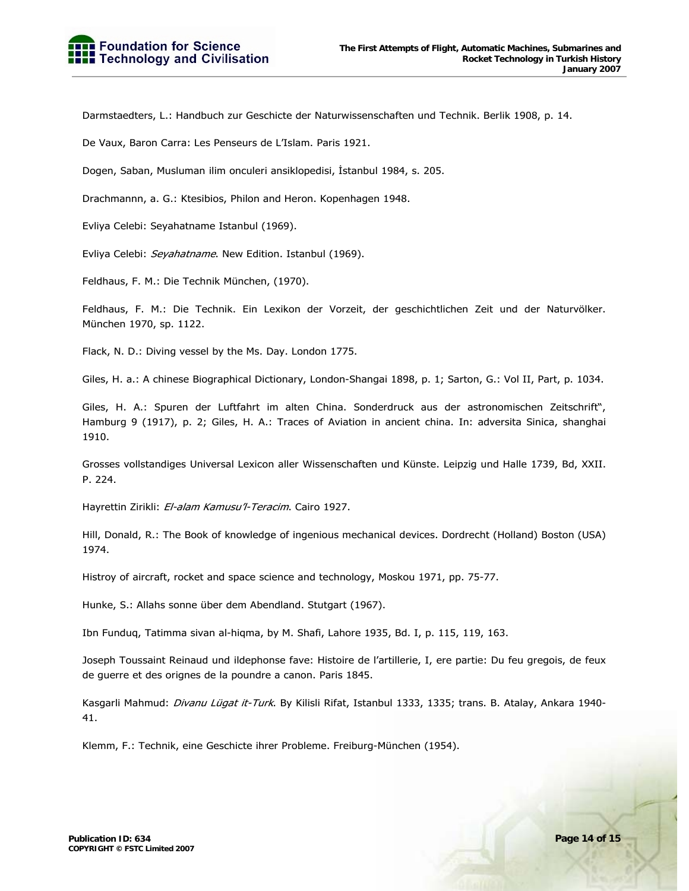Darmstaedters, L.: Handbuch zur Geschicte der Naturwissenschaften und Technik. Berlik 1908, p. 14.

De Vaux, Baron Carra: Les Penseurs de L'Islam. Paris 1921.

Dogen, Saban, Musluman ilim onculeri ansiklopedisi, İstanbul 1984, s. 205.

Drachmannn, a. G.: Ktesibios, Philon and Heron. Kopenhagen 1948.

Evliya Celebi: Seyahatname Istanbul (1969).

Evliya Celebi: *Seyahatname*. New Edition. Istanbul (1969).

Feldhaus, F. M.: Die Technik München, (1970).

Feldhaus, F. M.: Die Technik. Ein Lexikon der Vorzeit, der geschichtlichen Zeit und der Naturvölker. München 1970, sp. 1122.

Flack, N. D.: Diving vessel by the Ms. Day. London 1775.

Giles, H. a.: A chinese Biographical Dictionary, London-Shangai 1898, p. 1; Sarton, G.: Vol II, Part, p. 1034.

Giles, H. A.: Spuren der Luftfahrt im alten China. Sonderdruck aus der astronomischen Zeitschrift", Hamburg 9 (1917), p. 2; Giles, H. A.: Traces of Aviation in ancient china. In: adversita Sinica, shanghai 1910.

Grosses vollstandiges Universal Lexicon aller Wissenschaften und Künste. Leipzig und Halle 1739, Bd, XXII. P. 224.

Hayrettin Zirikli: *El-alam Kamusu'l-Teracim*. Cairo 1927.

Hill, Donald, R.: The Book of knowledge of ingenious mechanical devices. Dordrecht (Holland) Boston (USA) 1974.

Histroy of aircraft, rocket and space science and technology, Moskou 1971, pp. 75-77.

Hunke, S.: Allahs sonne über dem Abendland. Stutgart (1967).

Ibn Funduq, Tatimma sivan al-hiqma, by M. Shafi, Lahore 1935, Bd. I, p. 115, 119, 163.

Joseph Toussaint Reinaud und ildephonse fave: Histoire de l'artillerie, I, ere partie: Du feu gregois, de feux de guerre et des orignes de la poundre a canon. Paris 1845.

Kasgarli Mahmud: *Divanu Lügat it-Turk*. By Kilisli Rifat, Istanbul 1333, 1335; trans. B. Atalay, Ankara 1940-41.

Klemm, F.: Technik, eine Geschicte ihrer Probleme. Freiburg-München (1954).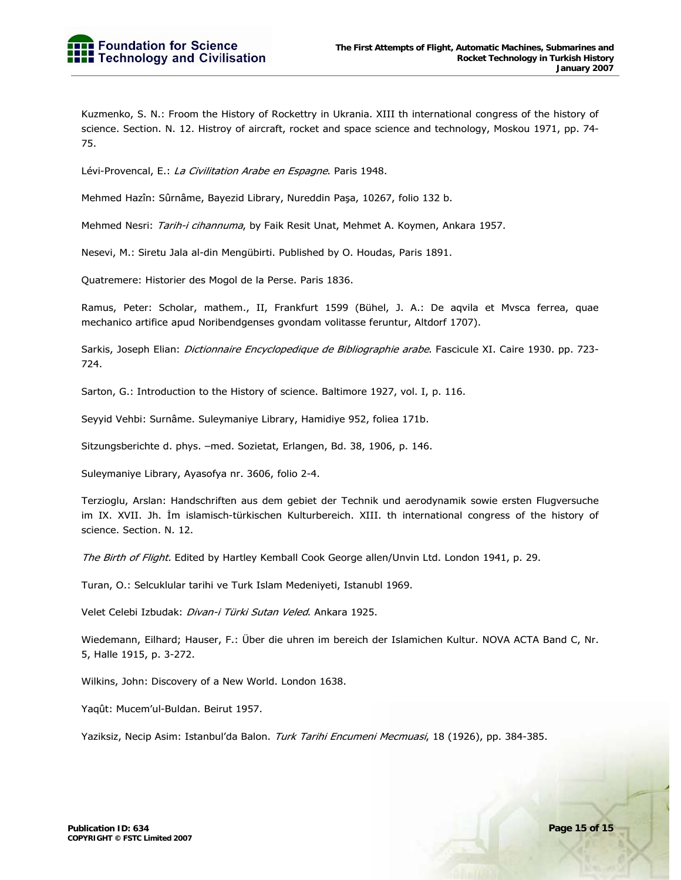Kuzmenko, S. N.: Froom the History of Rockettry in Ukrania. XIII th international congress of the history of science. Section. N. 12. Histroy of aircraft, rocket and space science and technology, Moskou 1971, pp. 74-75.

Lévi-Provencal, E.: *La Civilitation Arabe en Espagne*. Paris 1948.

Mehmed Hazîn: Sûrnâme, Bayezid Library, Nureddin Paşa, 10267, folio 132 b.

Mehmed Nesri: *Tarih-i cihannuma*, by Faik Resit Unat, Mehmet A. Koymen, Ankara 1957.

Nesevi, M.: Siretu Jala al-din Mengübirti. Published by O. Houdas, Paris 1891.

Quatremere: Historier des Mogol de la Perse. Paris 1836.

Ramus, Peter: Scholar, mathem., II, Frankfurt 1599 (Bühel, J. A.: De aqvila et Mvsca ferrea, quae mechanico artifice apud Noribendgenses gvondam volitasse feruntur, Altdorf 1707).

Sarkis, Joseph Elian: *Dictionnaire Encyclopedique de Bibliographie arabe*. Fascicule XI. Caire 1930. pp. 723-724.

Sarton, G.: Introduction to the History of science. Baltimore 1927, vol. I, p. 116.

Seyyid Vehbi: Surnâme. Suleymaniye Library, Hamidiye 952, foliea 171b.

Sitzungsberichte d. phys. –med. Sozietat, Erlangen, Bd. 38, 1906, p. 146.

Suleymaniye Library, Ayasofya nr. 3606, folio 2-4.

Terzioglu, Arslan: Handschriften aus dem gebiet der Technik und aerodynamik sowie ersten Flugversuche im IX. XVII. Jh. İm islamisch-türkischen Kulturbereich. XIII. th international congress of the history of science. Section. N. 12.

*The Birth of Flight.* Edited by Hartley Kemball Cook George allen/Unvin Ltd. London 1941, p. 29.

Turan, O.: Selcuklular tarihi ve Turk Islam Medeniyeti, Istanubl 1969.

Velet Celebi Izbudak: *Divan-i Türki Sutan Veled*. Ankara 1925.

Wiedemann, Eilhard; Hauser, F.: Über die uhren im bereich der Islamichen Kultur. NOVA ACTA Band C, Nr. 5, Halle 1915, p. 3-272.

Wilkins, John: Discovery of a New World. London 1638.

Yaqût: Mucem'ul-Buldan. Beirut 1957.

Yaziksiz, Necip Asim: Istanbul'da Balon. *Turk Tarihi Encumeni Mecmuasi*, 18 (1926), pp. 384-385.